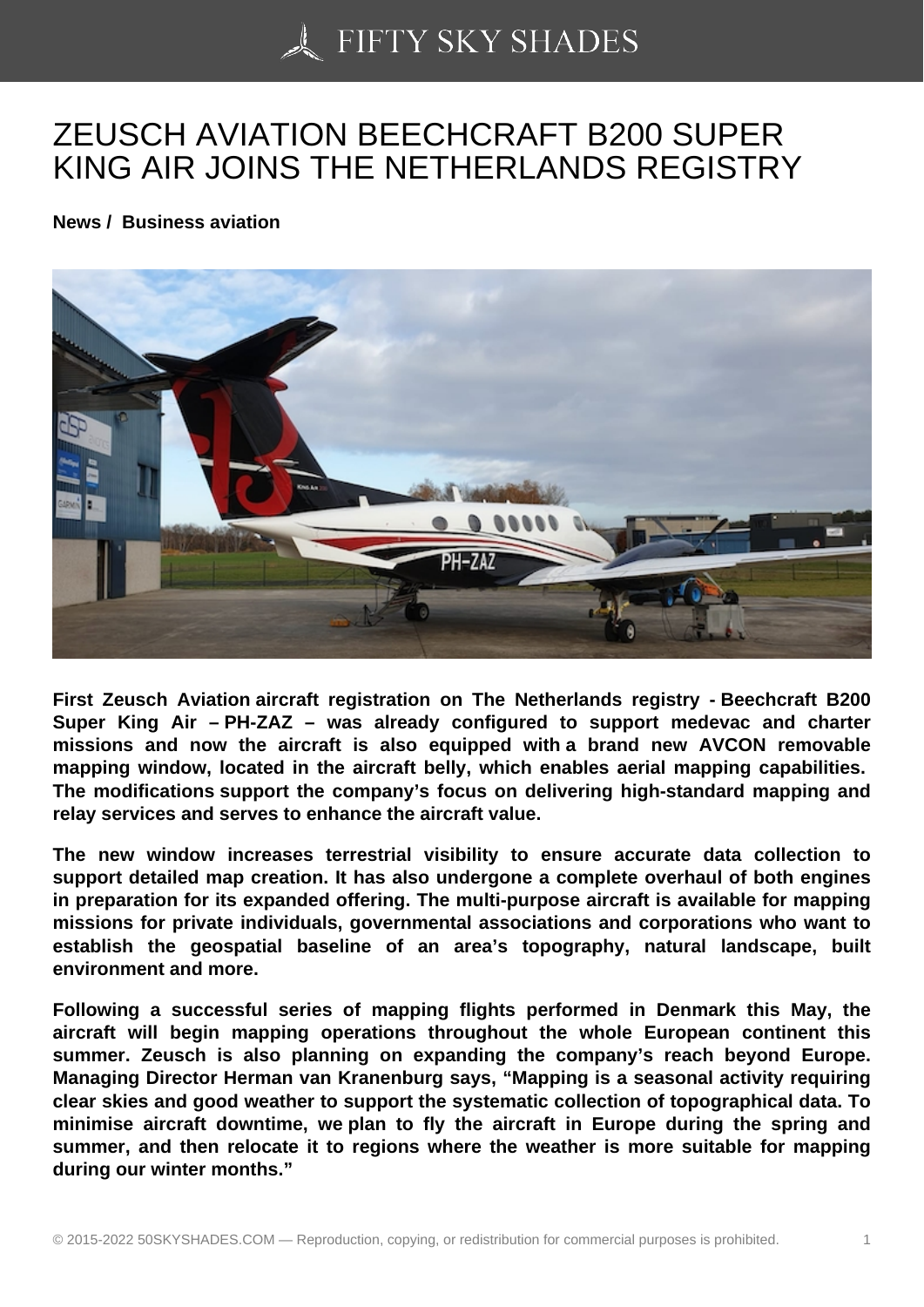# ZEUSCH AVIATION BEECHCRAFT B200 SUPER KING AIR JOINS THE NETHERLANDS REGISTRY

**News / Business aviation**

**First Zeusch Aviation aircraft registration on The Netherlands registry - Beechcraft B200 Super King Air – PH-ZAZ – was already configured to support medevac and charter missions and now the aircraft is also equipped with a brand new AVCON removable mapping window, located in the aircraft belly, which enables aerial mapping capabilities. The modifications support the company's focus on delivering high-standard mapping and relay services and serves to enhance the aircraft value.**

**The new window increases terrestrial visibility to ensure accurate data collection to support detailed map creation. It has also undergone a complete overhaul of both engines in preparation for its expanded offering. The multi-purpose aircraft is available for mapping missions for private individuals, governmental associations and corporations who want to establish the geospatial baseline of an area's topography, natural landscape, built environment and more.**

**Following a successful series of mapping flights performed in Denmark this May, the aircraft will begin mapping operations throughout the whole European continent this summer. Zeusch is also planning on expanding the company's reach beyond Europe. Managing Director Herman van Kranenburg says, "Mapping is a seasonal activity requiring clear skies and good weather to support the systematic collection of topographical data. To minimise aircraft downtime, we plan to fly the aircraft in Europe during the spring and summer, and then relocate it to regions where the weather is more suitable for mapping during our winter months."**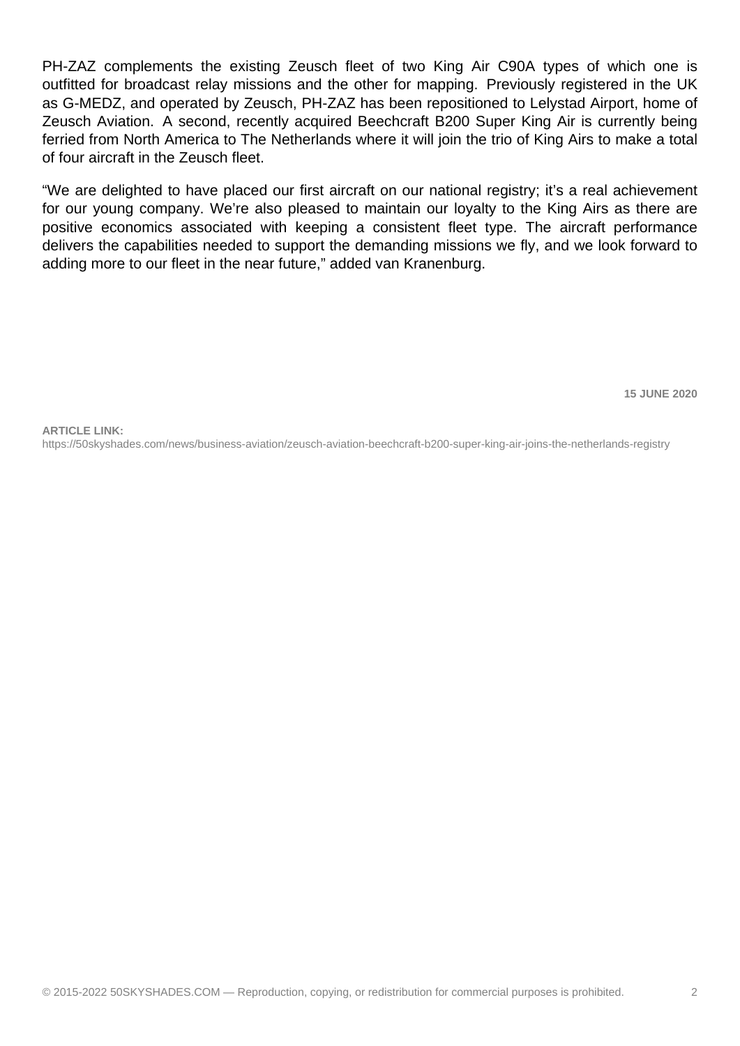PH-ZAZ complements the existing Zeusch fleet of two King Air C90A types of which one is outfitted for broadcast relay missions and the other for mapping. Previously registered in the UK as G-MEDZ, and operated by Zeusch, PH-ZAZ has been repositioned to Lelystad Airport, home of Zeusch Aviation. A second, recently acquired Beechcraft B200 Super King Air is currently being ferried from North America to The Netherlands where it will join the trio of King Airs to make a total of four aircraft in the Zeusch fleet.

“We are delighted to have placed our first aircraft on our national registry; it’s a real achievement for our young company. We’re also pleased to maintain our loyalty to the King Airs as there are positive economics associated with keeping a consistent fleet type. The aircraft performance delivers the capabilities needed to support the demanding missions we fly, and we look forward to adding more to our fleet in the near future,” added van Kranenburg.

**15 JUNE 2020**

**ARTICLE LINK:**
https://50skyshades.com/news/business-aviation/zeusch-aviation-beechcraft-b200-super-king-air-joins-the-netherlands-registry

© 2015-2022 50SKYSHADES.COM — Reproduction, copying, or redistribution for commercial purposes is prohibited.